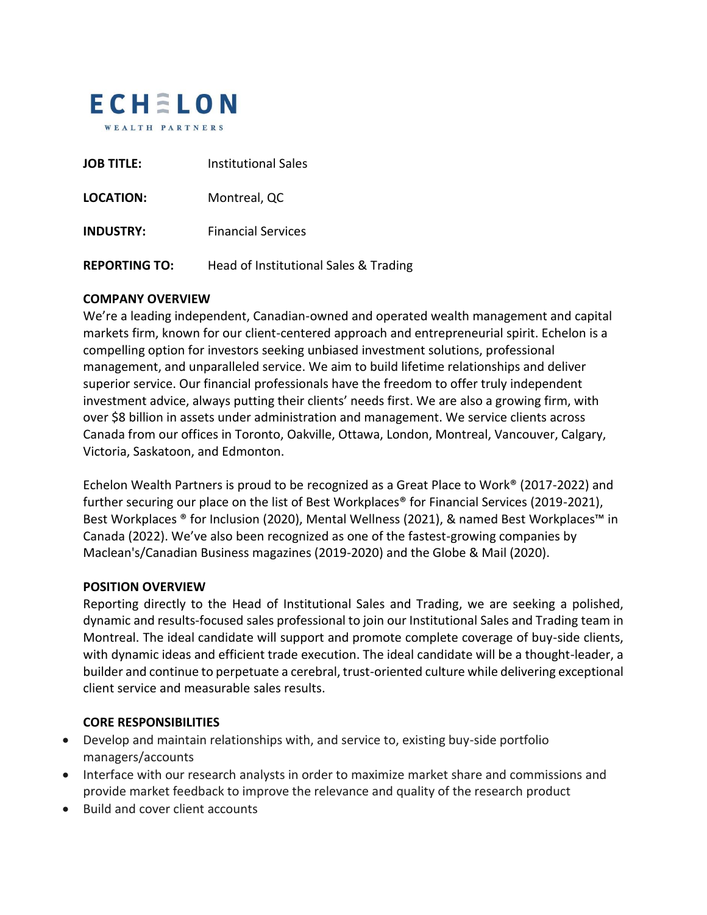# ECHELON

WEALTH PARTNERS

**JOB TITLE:** Institutional Sales

**LOCATION:** Montreal, QC

**INDUSTRY:** Financial Services

**REPORTING TO:** Head of Institutional Sales & Trading

## COMPANY OVERVIEW

We're a leading independent, Canadian-owned and operated wealth management and capital markets firm, known for our client-centered approach and entrepreneurial spirit. Echelon is a compelling option for investors seeking unbiased investment solutions, professional management, and unparalleled service. We aim to build lifetime relationships and deliver superior service. Our financial professionals have the freedom to offer truly independent investment advice, always putting their clients' needs first. We are also a growing firm, with over $8 billion in assets under administration and management. We service clients across Canada from our offices in Toronto, Oakville, Ottawa, London, Montreal, Vancouver, Calgary, Victoria, Saskatoon, and Edmonton.

Echelon Wealth Partners is proud to be recognized as a Great Place to Work® (2017-2022) and further securing our place on the list of Best Workplaces® for Financial Services (2019-2021), Best Workplaces ® for Inclusion (2020), Mental Wellness (2021), & named Best Workplaces™ in Canada (2022). We've also been recognized as one of the fastest-growing companies by Maclean's/Canadian Business magazines (2019-2020) and the Globe & Mail (2020).

## POSITION OVERVIEW

Reporting directly to the Head of Institutional Sales and Trading, we are seeking a polished, dynamic and results-focused sales professional to join our Institutional Sales and Trading team in Montreal. The ideal candidate will support and promote complete coverage of buy-side clients, with dynamic ideas and efficient trade execution. The ideal candidate will be a thought-leader, a builder and continue to perpetuate a cerebral, trust-oriented culture while delivering exceptional client service and measurable sales results.

## CORE RESPONSIBILITIES

- Develop and maintain relationships with, and service to, existing buy-side portfolio managers/accounts
- Interface with our research analysts in order to maximize market share and commissions and provide market feedback to improve the relevance and quality of the research product
- Build and cover client accounts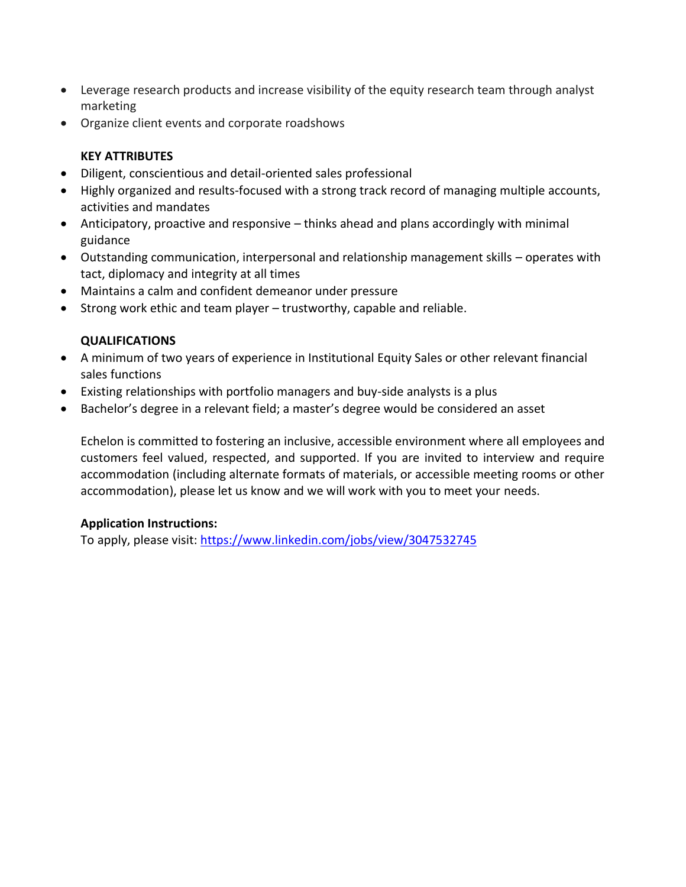- Leverage research products and increase visibility of the equity research team through analyst marketing
- Organize client events and corporate roadshows

**KEY ATTRIBUTES**

- Diligent, conscientious and detail-oriented sales professional
- Highly organized and results-focused with a strong track record of managing multiple accounts, activities and mandates
- Anticipatory, proactive and responsive – thinks ahead and plans accordingly with minimal guidance
- Outstanding communication, interpersonal and relationship management skills – operates with tact, diplomacy and integrity at all times
- Maintains a calm and confident demeanor under pressure
- Strong work ethic and team player – trustworthy, capable and reliable.

**QUALIFICATIONS**

- A minimum of two years of experience in Institutional Equity Sales or other relevant financial sales functions
- Existing relationships with portfolio managers and buy-side analysts is a plus
- Bachelor's degree in a relevant field; a master's degree would be considered an asset

Echelon is committed to fostering an inclusive, accessible environment where all employees and customers feel valued, respected, and supported. If you are invited to interview and require accommodation (including alternate formats of materials, or accessible meeting rooms or other accommodation), please let us know and we will work with you to meet your needs.

**Application Instructions:**
To apply, please visit: https://www.linkedin.com/jobs/view/3047532745